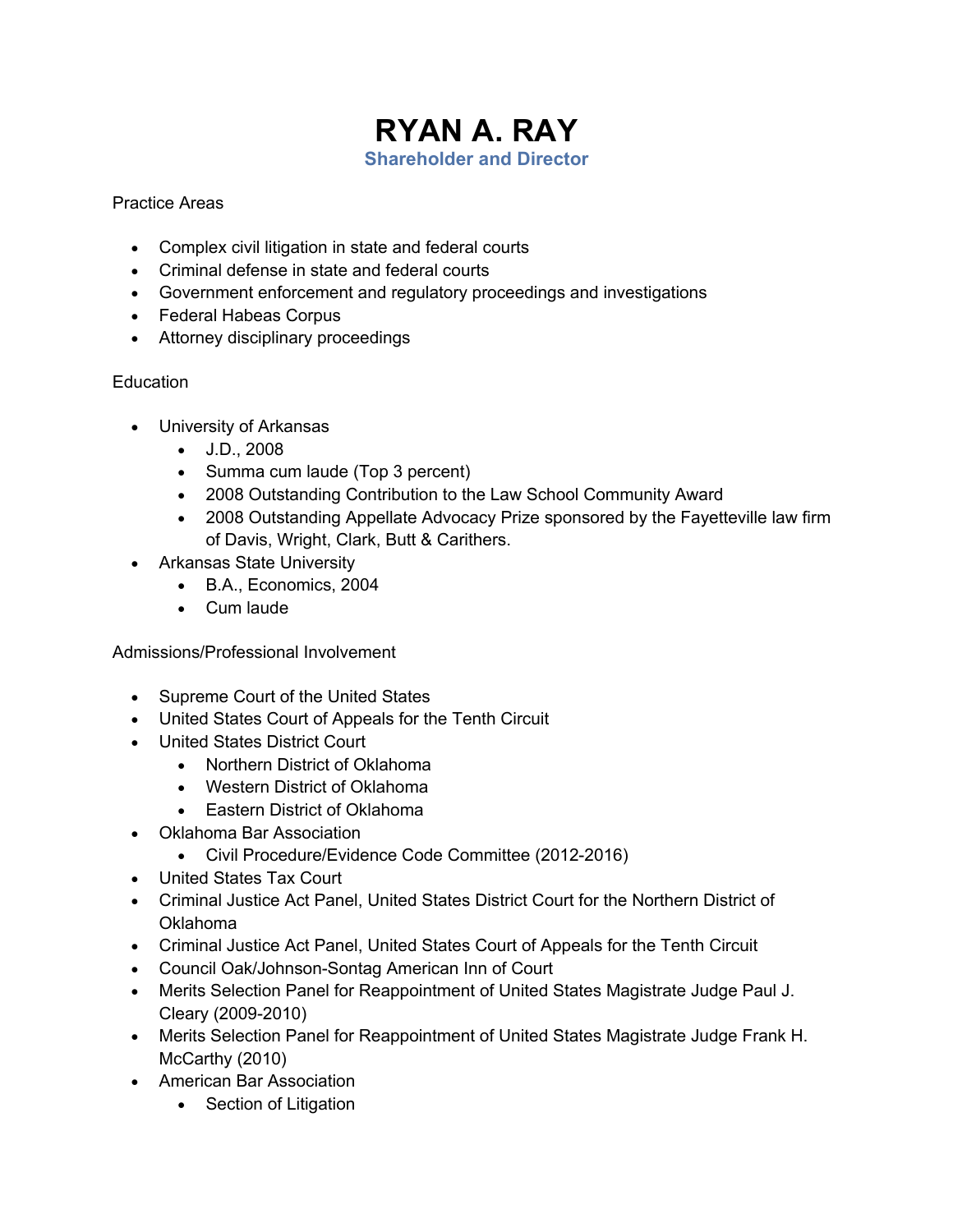# RYAN A. RAY

### Shareholder and Director

Practice Areas

- Complex civil litigation in state and federal courts
- Criminal defense in state and federal courts
- Government enforcement and regulatory proceedings and investigations
- Federal Habeas Corpus
- Attorney disciplinary proceedings

Education

- University of Arkansas
  - J.D., 2008
  - Summa cum laude (Top 3 percent)
  - 2008 Outstanding Contribution to the Law School Community Award
  - 2008 Outstanding Appellate Advocacy Prize sponsored by the Fayetteville law firm of Davis, Wright, Clark, Butt & Carithers.
- Arkansas State University
  - B.A., Economics, 2004
  - Cum laude

Admissions/Professional Involvement

- Supreme Court of the United States
- United States Court of Appeals for the Tenth Circuit
- United States District Court
  - Northern District of Oklahoma
  - Western District of Oklahoma
  - Eastern District of Oklahoma
- Oklahoma Bar Association
  - Civil Procedure/Evidence Code Committee (2012-2016)
- United States Tax Court
- Criminal Justice Act Panel, United States District Court for the Northern District of Oklahoma
- Criminal Justice Act Panel, United States Court of Appeals for the Tenth Circuit
- Council Oak/Johnson-Sontag American Inn of Court
- Merits Selection Panel for Reappointment of United States Magistrate Judge Paul J. Cleary (2009-2010)
- Merits Selection Panel for Reappointment of United States Magistrate Judge Frank H. McCarthy (2010)
- American Bar Association
  - Section of Litigation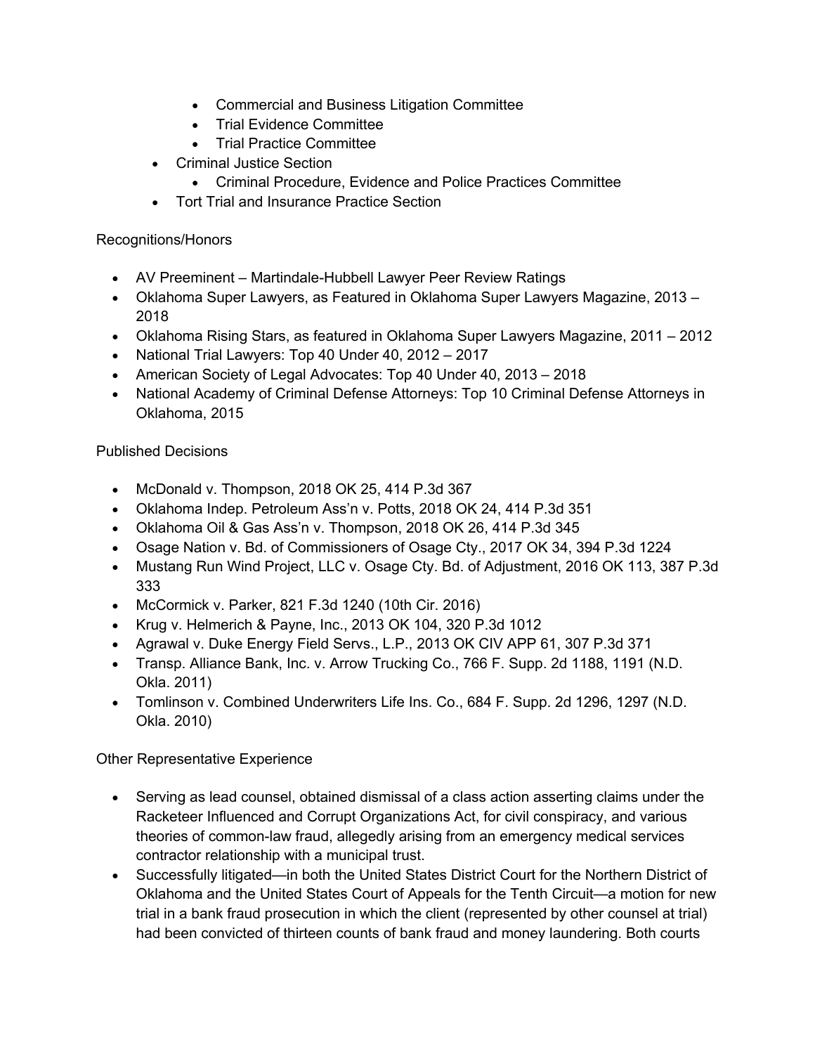- Commercial and Business Litigation Committee
    - Trial Evidence Committee
    - Trial Practice Committee
- Criminal Justice Section
    - Criminal Procedure, Evidence and Police Practices Committee
- Tort Trial and Insurance Practice Section

Recognitions/Honors

- AV Preeminent – Martindale-Hubbell Lawyer Peer Review Ratings
- Oklahoma Super Lawyers, as Featured in Oklahoma Super Lawyers Magazine, 2013 – 2018
- Oklahoma Rising Stars, as featured in Oklahoma Super Lawyers Magazine, 2011 – 2012
- National Trial Lawyers: Top 40 Under 40, 2012 – 2017
- American Society of Legal Advocates: Top 40 Under 40, 2013 – 2018
- National Academy of Criminal Defense Attorneys: Top 10 Criminal Defense Attorneys in Oklahoma, 2015

Published Decisions

- McDonald v. Thompson, 2018 OK 25, 414 P.3d 367
- Oklahoma Indep. Petroleum Ass'n v. Potts, 2018 OK 24, 414 P.3d 351
- Oklahoma Oil & Gas Ass'n v. Thompson, 2018 OK 26, 414 P.3d 345
- Osage Nation v. Bd. of Commissioners of Osage Cty., 2017 OK 34, 394 P.3d 1224
- Mustang Run Wind Project, LLC v. Osage Cty. Bd. of Adjustment, 2016 OK 113, 387 P.3d 333
- McCormick v. Parker, 821 F.3d 1240 (10th Cir. 2016)
- Krug v. Helmerich & Payne, Inc., 2013 OK 104, 320 P.3d 1012
- Agrawal v. Duke Energy Field Servs., L.P., 2013 OK CIV APP 61, 307 P.3d 371
- Transp. Alliance Bank, Inc. v. Arrow Trucking Co., 766 F. Supp. 2d 1188, 1191 (N.D. Okla. 2011)
- Tomlinson v. Combined Underwriters Life Ins. Co., 684 F. Supp. 2d 1296, 1297 (N.D. Okla. 2010)

Other Representative Experience

- Serving as lead counsel, obtained dismissal of a class action asserting claims under the Racketeer Influenced and Corrupt Organizations Act, for civil conspiracy, and various theories of common-law fraud, allegedly arising from an emergency medical services contractor relationship with a municipal trust.
- Successfully litigated—in both the United States District Court for the Northern District of Oklahoma and the United States Court of Appeals for the Tenth Circuit—a motion for new trial in a bank fraud prosecution in which the client (represented by other counsel at trial) had been convicted of thirteen counts of bank fraud and money laundering. Both courts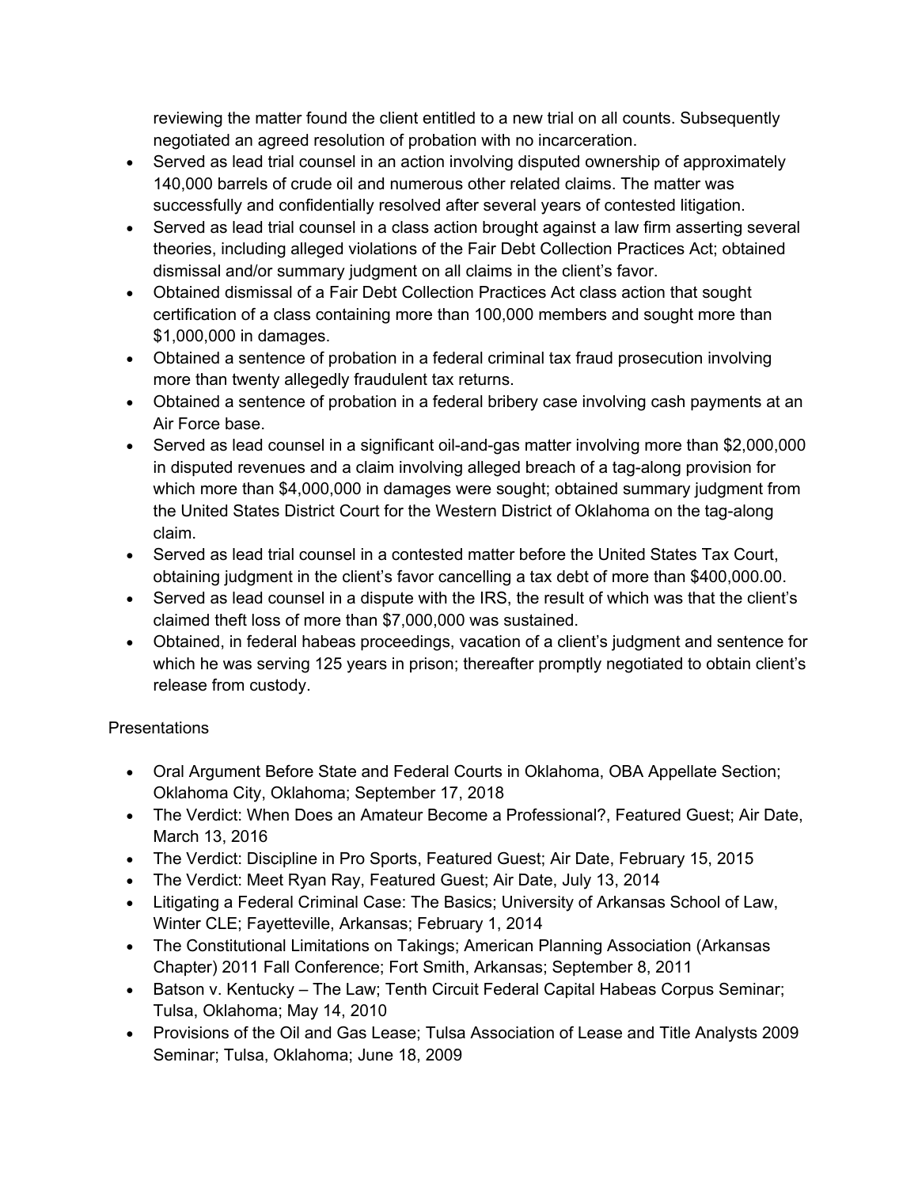reviewing the matter found the client entitled to a new trial on all counts. Subsequently negotiated an agreed resolution of probation with no incarceration.

- Served as lead trial counsel in an action involving disputed ownership of approximately 140,000 barrels of crude oil and numerous other related claims. The matter was successfully and confidentially resolved after several years of contested litigation.
- Served as lead trial counsel in a class action brought against a law firm asserting several theories, including alleged violations of the Fair Debt Collection Practices Act; obtained dismissal and/or summary judgment on all claims in the client's favor.
- Obtained dismissal of a Fair Debt Collection Practices Act class action that sought certification of a class containing more than 100,000 members and sought more than $1,000,000 in damages.
- Obtained a sentence of probation in a federal criminal tax fraud prosecution involving more than twenty allegedly fraudulent tax returns.
- Obtained a sentence of probation in a federal bribery case involving cash payments at an Air Force base.
- Served as lead counsel in a significant oil-and-gas matter involving more than $2,000,000 in disputed revenues and a claim involving alleged breach of a tag-along provision for which more than $4,000,000 in damages were sought; obtained summary judgment from the United States District Court for the Western District of Oklahoma on the tag-along claim.
- Served as lead trial counsel in a contested matter before the United States Tax Court, obtaining judgment in the client's favor cancelling a tax debt of more than $400,000.00.
- Served as lead counsel in a dispute with the IRS, the result of which was that the client's claimed theft loss of more than $7,000,000 was sustained.
- Obtained, in federal habeas proceedings, vacation of a client's judgment and sentence for which he was serving 125 years in prison; thereafter promptly negotiated to obtain client's release from custody.

Presentations

- Oral Argument Before State and Federal Courts in Oklahoma, OBA Appellate Section; Oklahoma City, Oklahoma; September 17, 2018
- The Verdict: When Does an Amateur Become a Professional?, Featured Guest; Air Date, March 13, 2016
- The Verdict: Discipline in Pro Sports, Featured Guest; Air Date, February 15, 2015
- The Verdict: Meet Ryan Ray, Featured Guest; Air Date, July 13, 2014
- Litigating a Federal Criminal Case: The Basics; University of Arkansas School of Law, Winter CLE; Fayetteville, Arkansas; February 1, 2014
- The Constitutional Limitations on Takings; American Planning Association (Arkansas Chapter) 2011 Fall Conference; Fort Smith, Arkansas; September 8, 2011
- Batson v. Kentucky – The Law; Tenth Circuit Federal Capital Habeas Corpus Seminar; Tulsa, Oklahoma; May 14, 2010
- Provisions of the Oil and Gas Lease; Tulsa Association of Lease and Title Analysts 2009 Seminar; Tulsa, Oklahoma; June 18, 2009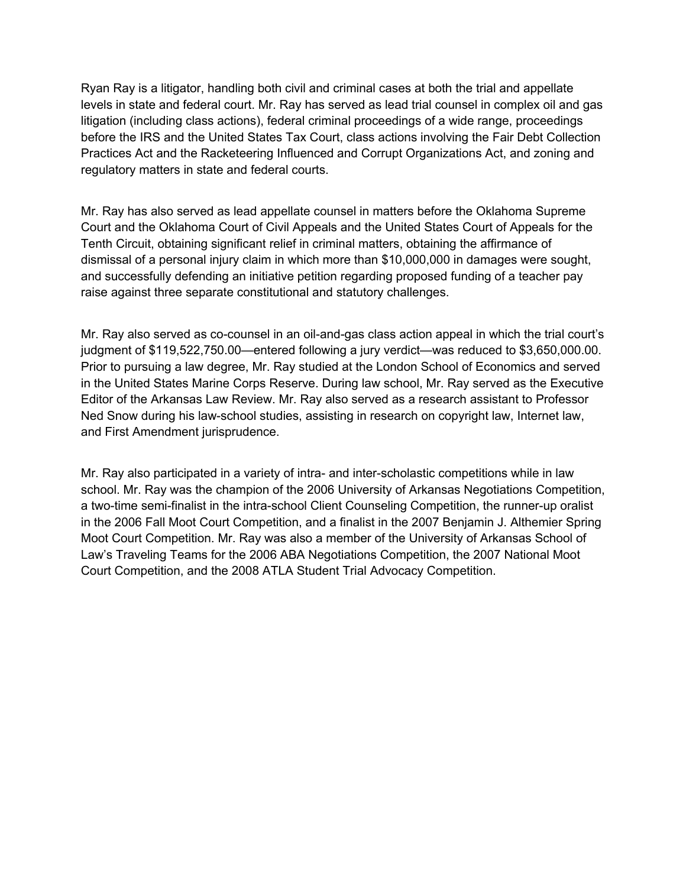Ryan Ray is a litigator, handling both civil and criminal cases at both the trial and appellate levels in state and federal court. Mr. Ray has served as lead trial counsel in complex oil and gas litigation (including class actions), federal criminal proceedings of a wide range, proceedings before the IRS and the United States Tax Court, class actions involving the Fair Debt Collection Practices Act and the Racketeering Influenced and Corrupt Organizations Act, and zoning and regulatory matters in state and federal courts.

Mr. Ray has also served as lead appellate counsel in matters before the Oklahoma Supreme Court and the Oklahoma Court of Civil Appeals and the United States Court of Appeals for the Tenth Circuit, obtaining significant relief in criminal matters, obtaining the affirmance of dismissal of a personal injury claim in which more than $10,000,000 in damages were sought, and successfully defending an initiative petition regarding proposed funding of a teacher pay raise against three separate constitutional and statutory challenges.

Mr. Ray also served as co-counsel in an oil-and-gas class action appeal in which the trial court's judgment of $119,522,750.00—entered following a jury verdict—was reduced to $3,650,000.00. Prior to pursuing a law degree, Mr. Ray studied at the London School of Economics and served in the United States Marine Corps Reserve. During law school, Mr. Ray served as the Executive Editor of the Arkansas Law Review. Mr. Ray also served as a research assistant to Professor Ned Snow during his law-school studies, assisting in research on copyright law, Internet law, and First Amendment jurisprudence.

Mr. Ray also participated in a variety of intra- and inter-scholastic competitions while in law school. Mr. Ray was the champion of the 2006 University of Arkansas Negotiations Competition, a two-time semi-finalist in the intra-school Client Counseling Competition, the runner-up oralist in the 2006 Fall Moot Court Competition, and a finalist in the 2007 Benjamin J. Althemier Spring Moot Court Competition. Mr. Ray was also a member of the University of Arkansas School of Law's Traveling Teams for the 2006 ABA Negotiations Competition, the 2007 National Moot Court Competition, and the 2008 ATLA Student Trial Advocacy Competition.